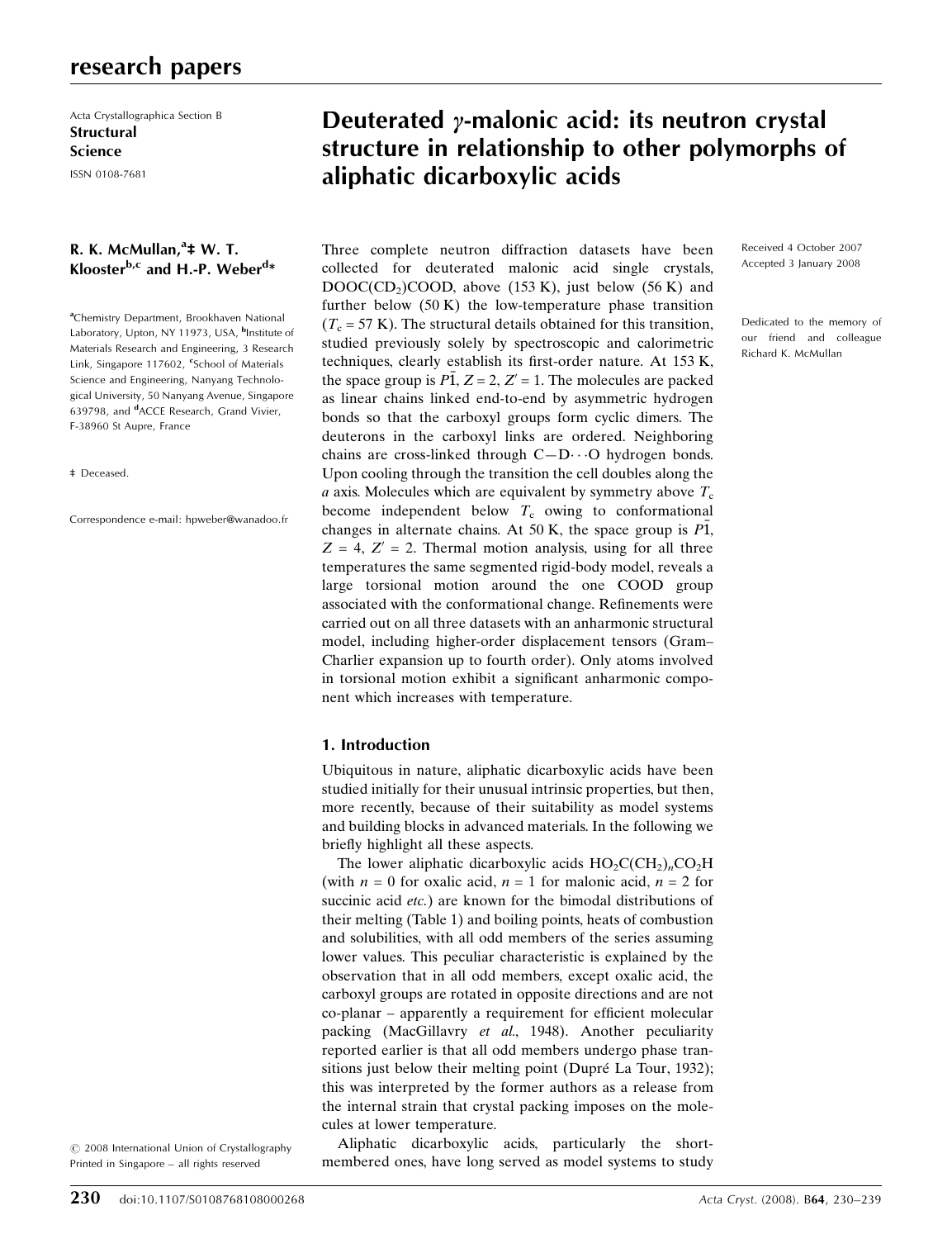# Deuterated γ-malonic acid: its neutron crystal structure in relationship to other polymorphs of aliphatic dicarboxylic acids

Acta Crystallographica Section B
**Structural Science**
ISSN 0108-7681

**R. K. McMullan,[a]‡ W. T. Klooster[b,c] and H.-P. Weber[d]***

[a]Chemistry Department, Brookhaven National Laboratory, Upton, NY 11973, USA, [b]Institute of Materials Research and Engineering, 3 Research Link, Singapore 117602, [c]School of Materials Science and Engineering, Nanyang Technological University, 50 Nanyang Avenue, Singapore 639798, and [d]ACCE Research, Grand Vivier, F-38960 St Aupre, France

‡ Deceased.

Correspondence e-mail: hpweber@wanadoo.fr

Received 4 October 2007
Accepted 3 January 2008

Dedicated to the memory of our friend and colleague Richard K. McMullan

Three complete neutron diffraction datasets have been collected for deuterated malonic acid single crystals, $DOOC(CD_2)COOD$, above (153 K), just below (56 K) and further below (50 K) the low-temperature phase transition ($T_c$ = 57 K). The structural details obtained for this transition, studied previously solely by spectroscopic and calorimetric techniques, clearly establish its first-order nature. At 153 K, the space group is $P\bar{1}$, $Z = 2$, $Z' = 1$. The molecules are packed as linear chains linked end-to-end by asymmetric hydrogen bonds so that the carboxyl groups form cyclic dimers. The deuterons in the carboxyl links are ordered. Neighboring chains are cross-linked through C—D···O hydrogen bonds. Upon cooling through the transition the cell doubles along the *a* axis. Molecules which are equivalent by symmetry above $T_c$ become independent below $T_c$ owing to conformational changes in alternate chains. At 50 K, the space group is $P\bar{1}$, $Z = 4$, $Z' = 2$. Thermal motion analysis, using for all three temperatures the same segmented rigid-body model, reveals a large torsional motion around the one COOD group associated with the conformational change. Refinements were carried out on all three datasets with an anharmonic structural model, including higher-order displacement tensors (Gram–Charlier expansion up to fourth order). Only atoms involved in torsional motion exhibit a significant anharmonic component which increases with temperature.

## 1. Introduction

Ubiquitous in nature, aliphatic dicarboxylic acids have been studied initially for their unusual intrinsic properties, but then, more recently, because of their suitability as model systems and building blocks in advanced materials. In the following we briefly highlight all these aspects.

The lower aliphatic dicarboxylic acids $HO_2C(CH_2)_nCO_2H$ (with $n = 0$ for oxalic acid, $n = 1$ for malonic acid, $n = 2$ for succinic acid *etc.*) are known for the bimodal distributions of their melting (Table 1) and boiling points, heats of combustion and solubilities, with all odd members of the series assuming lower values. This peculiar characteristic is explained by the observation that in all odd members, except oxalic acid, the carboxyl groups are rotated in opposite directions and are not co-planar – apparently a requirement for efficient molecular packing (MacGillavry *et al.*, 1948). Another peculiarity reported earlier is that all odd members undergo phase transitions just below their melting point (Dupré La Tour, 1932); this was interpreted by the former authors as a release from the internal strain that crystal packing imposes on the molecules at lower temperature.

Aliphatic dicarboxylic acids, particularly the short-membered ones, have long served as model systems to study

© 2008 International Union of Crystallography
Printed in Singapore – all rights reserved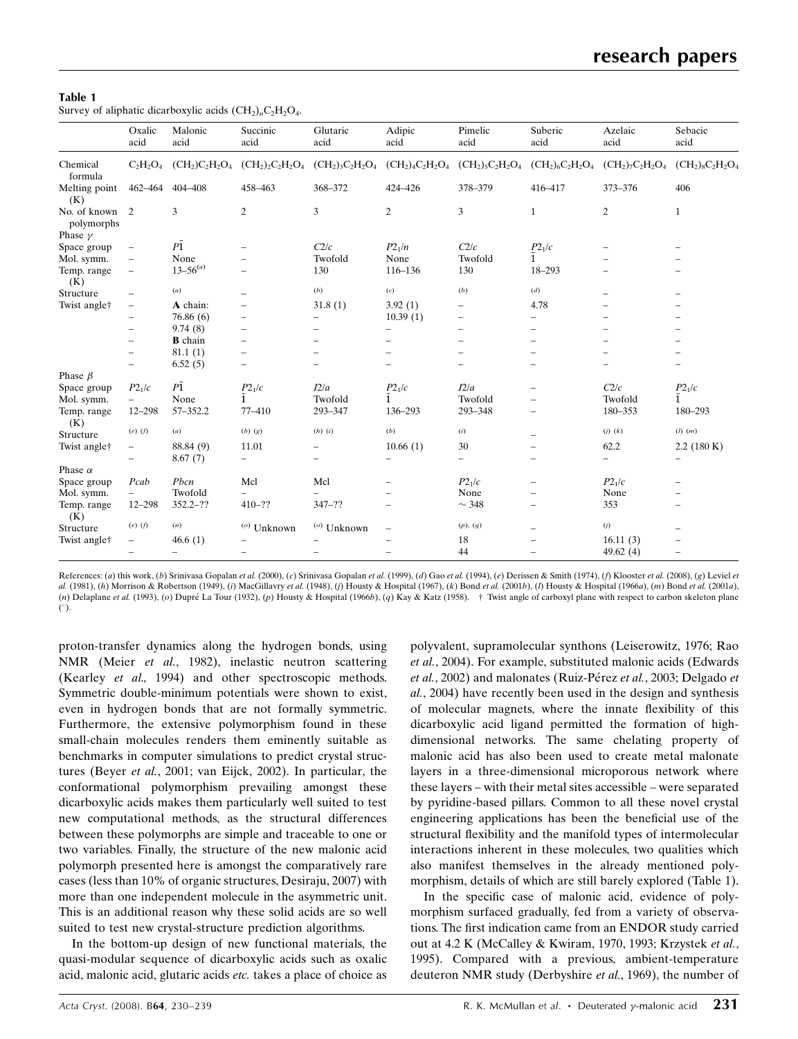**Table 1**
Survey of aliphatic dicarboxylic acids $(CH_2)_nC_2H_2O_4$.

| | Oxalic acid | Malonic acid | Succinic acid | Glutaric acid | Adipic acid | Pimelic acid | Suberic acid | Azelaic acid | Sebacic acid |
|---|---|---|---|---|---|---|---|---|---|
| Chemical formula | $C_2H_2O_4$ | $(CH_2)C_2H_2O_4$ | $(CH_2)_2C_2H_2O_4$ | $(CH_2)_3C_2H_2O_4$ | $(CH_2)_4C_2H_2O_4$ | $(CH_2)_5C_2H_2O_4$ | $(CH_2)_6C_2H_2O_4$ | $(CH_2)_7C_2H_2O_4$ | $(CH_2)_8C_2H_2O_4$ |
| Melting point (K) | 462–464 | 404–408 | 458–463 | 368–372 | 424–426 | 378–379 | 416–417 | 373–376 | 406 |
| No. of known polymorphs | 2 | 3 | 2 | 3 | 2 | 3 | 1 | 2 | 1 |
| Phase $\gamma$ | | | | | | | | | |
| Space group | – | $P\bar{1}$ | – | $C2/c$ | $P2_1/n$ | $C2/c$ | $P2_1/c$ | – | – |
| Mol. symm. | – | None | – | Twofold | None | Twofold | $\bar{1}$ | – | – |
| Temp. range (K) | – | 13–56[(a)] | – | 130 | 116–136 | 130 | 18–293 | – | – |
| Structure | – | [(a)] | – | [(b)] | [(c)] | [(b)] | [(d)] | – | – |
| Twist angle† | – | **A** chain: | – | 31.8 (1) | 3.92 (1) | – | 4.78 | – | – |
| | – | 76.86 (6) | – | – | 10.39 (1) | – | – | – | – |
| | – | 9.74 (8) | – | – | – | – | – | – | – |
| | – | **B** chain | – | – | – | – | – | – | – |
| | – | 81.1 (1) | – | – | – | – | – | – | – |
| | – | 6.52 (5) | – | – | – | – | – | – | – |
| Phase $\beta$ | | | | | | | | | |
| Space group | $P2_1/c$ | $P\bar{1}$ | $P2_1/c$ | $I2/a$ | $P2_1/c$ | $I2/a$ | – | $C2/c$ | $P2_1/c$ |
| Mol. symm. | – | None | $\bar{1}$ | Twofold | $\bar{1}$ | Twofold | – | Twofold | $\bar{1}$ |
| Temp. range (K) | 12–298 | 57–352.2 | 77–410 | 293–347 | 136–293 | 293–348 | – | 180–353 | 180–293 |
| Structure | [(e) (f)] | [(a)] | [(b) (g)] | [(h) (i)] | [(b)] | [(i)] | – | [(j) (k)] | [(l) (m)] |
| Twist angle† | – | 88.84 (9) | 11.01 | – | 10.66 (1) | 30 | – | 62.2 | 2.2 (180 K) |
| | – | 8.67 (7) | – | – | – | – | – | – | – |
| Phase $\alpha$ | | | | | | | | | |
| Space group | $Pcab$ | $Pbcn$ | Mcl | Mcl | – | $P2_1/c$ | – | $P2_1/c$ | – |
| Mol. symm. | – | Twofold | – | – | – | None | – | None | – |
| Temp. range (K) | 12–298 | 352.2–?? | 410–?? | 347–?? | – | ~ 348 | – | 353 | – |
| Structure | [(e) (f)] | [(n)] | [(o)] Unknown | [(o)] Unknown | – | [(p), (q)] | – | [(j)] | – |
| Twist angle† | – | 46.6 (1) | – | – | – | 18 | – | 16.11 (3) | – |
| | – | – | – | – | – | 44 | – | 49.62 (4) | – |

References: (*a*) this work, (*b*) Srinivasa Gopalan *et al.* (2000), (*c*) Srinivasa Gopalan *et al.* (1999), (*d*) Gao *et al.* (1994), (*e*) Derissen & Smith (1974), (*f*) Klooster *et al.* (2008), (*g*) Leviel *et al.* (1981), (*h*) Morrison & Robertson (1949), (*i*) MacGillavry *et al.* (1948), (*j*) Housty & Hospital (1967), (*k*) Bond *et al.* (2001*b*), (*l*) Housty & Hospital (1966*a*), (*m*) Bond *et al.* (2001*a*), (*n*) Delaplane *et al.* (1993), (*o*) Dupré La Tour (1932), (*p*) Housty & Hospital (1966*b*), (*q*) Kay & Katz (1958). † Twist angle of carboxyl plane with respect to carbon skeleton plane (°).

proton-transfer dynamics along the hydrogen bonds, using NMR (Meier *et al.*, 1982), inelastic neutron scattering (Kearley *et al.*, 1994) and other spectroscopic methods. Symmetric double-minimum potentials were shown to exist, even in hydrogen bonds that are not formally symmetric. Furthermore, the extensive polymorphism found in these small-chain molecules renders them eminently suitable as benchmarks in computer simulations to predict crystal structures (Beyer *et al.*, 2001; van Eijck, 2002). In particular, the conformational polymorphism prevailing amongst these dicarboxylic acids makes them particularly well suited to test new computational methods, as the structural differences between these polymorphs are simple and traceable to one or two variables. Finally, the structure of the new malonic acid polymorph presented here is amongst the comparatively rare cases (less than 10% of organic structures, Desiraju, 2007) with more than one independent molecule in the asymmetric unit. This is an additional reason why these solid acids are so well suited to test new crystal-structure prediction algorithms.

In the bottom-up design of new functional materials, the quasi-modular sequence of dicarboxylic acids such as oxalic acid, malonic acid, glutaric acids *etc.* takes a place of choice as polyvalent, supramolecular synthons (Leiserowitz, 1976; Rao *et al.*, 2004). For example, substituted malonic acids (Edwards *et al.*, 2002) and malonates (Ruiz-Peréz *et al.*, 2003; Delgado *et al.*, 2004) have recently been used in the design and synthesis of molecular magnets, where the innate flexibility of this dicarboxylic acid ligand permitted the formation of high-dimensional networks. The same chelating property of malonic acid has also been used to create metal malonate layers in a three-dimensional microporous network where these layers – with their metal sites accessible – were separated by pyridine-based pillars. Common to all these novel crystal engineering applications has been the beneficial use of the structural flexibility and the manifold types of intermolecular interactions inherent in these molecules, two qualities which also manifest themselves in the already mentioned polymorphism, details of which are still barely explored (Table 1).

In the specific case of malonic acid, evidence of polymorphism surfaced gradually, fed from a variety of observations. The first indication came from an ENDOR study carried out at 4.2 K (McCalley & Kwiram, 1970, 1993; Krzystek *et al.*, 1995). Compared with a previous, ambient-temperature deuteron NMR study (Derbyshire *et al.*, 1969), the number of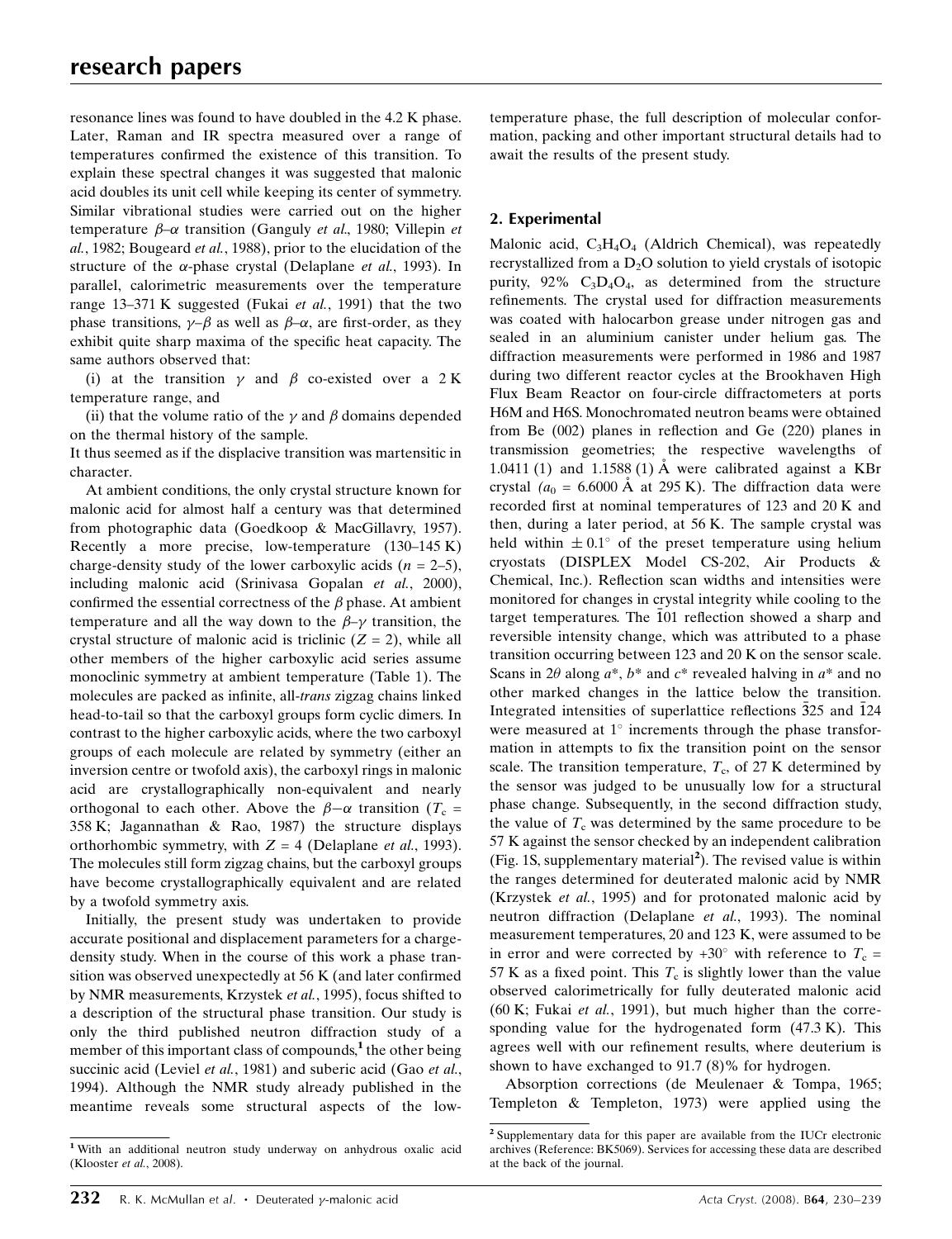resonance lines was found to have doubled in the 4.2 K phase. Later, Raman and IR spectra measured over a range of temperatures confirmed the existence of this transition. To explain these spectral changes it was suggested that malonic acid doubles its unit cell while keeping its center of symmetry. Similar vibrational studies were carried out on the higher temperature $\beta$–$\alpha$ transition (Ganguly *et al.*, 1980; Villepin *et al.*, 1982; Bougeard *et al.*, 1988), prior to the elucidation of the structure of the $\alpha$-phase crystal (Delaplane *et al.*, 1993). In parallel, calorimetric measurements over the temperature range 13–371 K suggested (Fukai *et al.*, 1991) that the two phase transitions, $\gamma$–$\beta$ as well as $\beta$–$\alpha$, are first-order, as they exhibit quite sharp maxima of the specific heat capacity. The same authors observed that:

(i) at the transition $\gamma$ and $\beta$ co-existed over a 2 K temperature range, and

(ii) that the volume ratio of the $\gamma$ and $\beta$ domains depended on the thermal history of the sample.

It thus seemed as if the displacive transition was martensitic in character.

At ambient conditions, the only crystal structure known for malonic acid for almost half a century was that determined from photographic data (Goedkoop & MacGillavry, 1957). Recently a more precise, low-temperature (130–145 K) charge-density study of the lower carboxylic acids ($n$ = 2–5), including malonic acid (Srinivasa Gopalan *et al.*, 2000), confirmed the essential correctness of the $\beta$ phase. At ambient temperature and all the way down to the $\beta$–$\gamma$ transition, the crystal structure of malonic acid is triclinic ($Z$ = 2), while all other members of the higher carboxylic acid series assume monoclinic symmetry at ambient temperature (Table 1). The molecules are packed as infinite, all-*trans* zigzag chains linked head-to-tail so that the carboxyl groups form cyclic dimers. In contrast to the higher carboxylic acids, where the two carboxyl groups of each molecule are related by symmetry (either an inversion centre or twofold axis), the carboxyl rings in malonic acid are crystallographically non-equivalent and nearly orthogonal to each other. Above the $\beta$–$\alpha$ transition ($T_c$ = 358 K; Jagannathan & Rao, 1987) the structure displays orthorhombic symmetry, with $Z$ = 4 (Delaplane *et al.*, 1993). The molecules still form zigzag chains, but the carboxyl groups have become crystallographically equivalent and are related by a twofold symmetry axis.

Initially, the present study was undertaken to provide accurate positional and displacement parameters for a charge-density study. When in the course of this work a phase transition was observed unexpectedly at 56 K (and later confirmed by NMR measurements, Krzystek *et al.*, 1995), focus shifted to a description of the structural phase transition. Our study is only the third published neutron diffraction study of a member of this important class of compounds,[1] the other being succinic acid (Leviel *et al.*, 1981) and suberic acid (Gao *et al.*, 1994). Although the NMR study already published in the meantime reveals some structural aspects of the low-temperature phase, the full description of molecular conformation, packing and other important structural details had to await the results of the present study.

## 2. Experimental

Malonic acid, $C_3H_4O_4$ (Aldrich Chemical), was repeatedly recrystallized from a $D_2O$ solution to yield crystals of isotopic purity, 92% $C_3D_4O_4$, as determined from the structure refinements. The crystal used for diffraction measurements was coated with halocarbon grease under nitrogen gas and sealed in an aluminium canister under helium gas. The diffraction measurements were performed in 1986 and 1987 during two different reactor cycles at the Brookhaven High Flux Beam Reactor on four-circle diffractometers at ports H6M and H6S. Monochromated neutron beams were obtained from Be (002) planes in reflection and Ge (220) planes in transmission geometries; the respective wavelengths of 1.0411 (1) and 1.1588 (1) Å were calibrated against a KBr crystal ($a_0$ = 6.6000 Å at 295 K). The diffraction data were recorded first at nominal temperatures of 123 and 20 K and then, during a later period, at 56 K. The sample crystal was held within ± 0.1° of the preset temperature using helium cryostats (DISPLEX Model CS-202, Air Products & Chemical, Inc.). Reflection scan widths and intensities were monitored for changes in crystal integrity while cooling to the target temperatures. The $\bar{1}01$ reflection showed a sharp and reversible intensity change, which was attributed to a phase transition occurring between 123 and 20 K on the sensor scale. Scans in 2$\theta$ along $a^*$, $b^*$ and $c^*$ revealed halving in $a^*$ and no other marked changes in the lattice below the transition. Integrated intensities of superlattice reflections $\bar{3}25$ and $\bar{1}24$ were measured at 1° increments through the phase transformation in attempts to fix the transition point on the sensor scale. The transition temperature, $T_c$, of 27 K determined by the sensor was judged to be unusually low for a structural phase change. Subsequently, in the second diffraction study, the value of $T_c$ was determined by the same procedure to be 57 K against the sensor checked by an independent calibration (Fig. 1S, supplementary material[2]). The revised value is within the ranges determined for deuterated malonic acid by NMR (Krzystek *et al.*, 1995) and for protonated malonic acid by neutron diffraction (Delaplane *et al.*, 1993). The nominal measurement temperatures, 20 and 123 K, were assumed to be in error and were corrected by +30° with reference to $T_c$ = 57 K as a fixed point. This $T_c$ is slightly lower than the value observed calorimetrically for fully deuterated malonic acid (60 K; Fukai *et al.*, 1991), but much higher than the corresponding value for the hydrogenated form (47.3 K). This agrees well with our refinement results, where deuterium is shown to have exchanged to 91.7 (8)% for hydrogen.

Absorption corrections (de Meulenaer & Tompa, 1965; Templeton & Templeton, 1973) were applied using the

[1] With an additional neutron study underway on anhydrous oxalic acid (Klooster *et al.*, 2008).

[2] Supplementary data for this paper are available from the IUCr electronic archives (Reference: BK5069). Services for accessing these data are described at the back of the journal.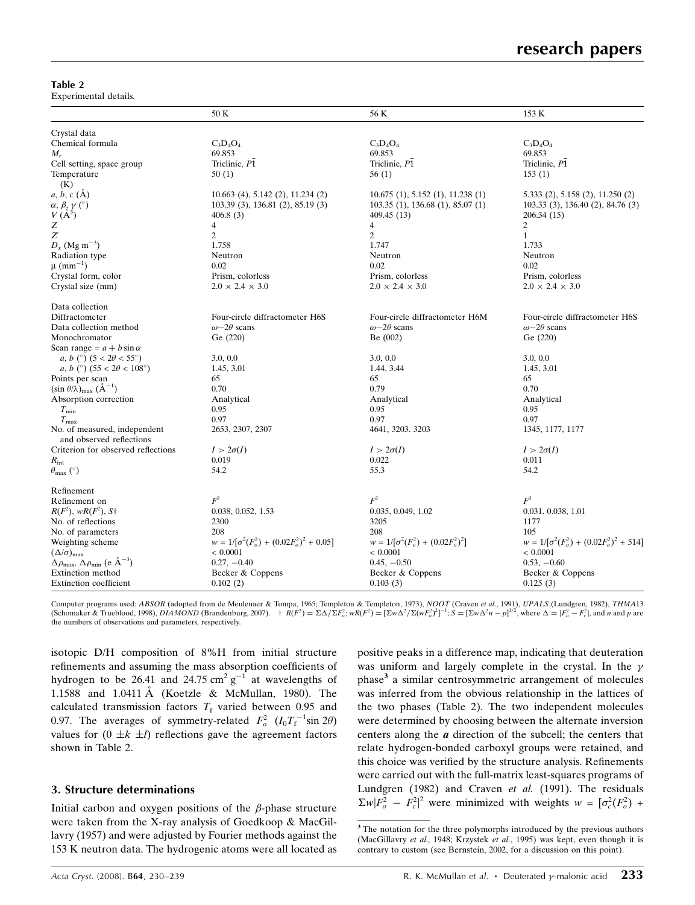**Table 2**
Experimental details.

| | 50 K | 56 K | 153 K |
|---|---|---|---|
| Crystal data | | | |
| Chemical formula | $C_3D_4O_4$ | $C_3D_4O_4$ | $C_3D_4O_4$ |
| $M_r$ | 69.853 | 69.853 | 69.853 |
| Cell setting, space group | Triclinic, $P\bar{1}$ | Triclinic, $P\bar{1}$ | Triclinic, $P\bar{1}$ |
| Temperature (K) | 50 (1) | 56 (1) | 153 (1) |
| $a, b, c$ (Å) | 10.663 (4), 5.142 (2), 11.234 (2) | 10.675 (1), 5.152 (1), 11.238 (1) | 5.333 (2), 5.158 (2), 11.250 (2) |
| $\alpha, \beta, \gamma$ (°) | 103.39 (3), 136.81 (2), 85.19 (3) | 103.35 (1), 136.68 (1), 85.07 (1) | 103.33 (3), 136.40 (2), 84.76 (3) |
| $V$ (Å$^3$) | 406.8 (3) | 409.45 (13) | 206.34 (15) |
| $Z$ | 4 | 4 | 2 |
| $Z'$ | 2 | 2 | 1 |
| $D_x$ (Mg m$^{-3}$) | 1.758 | 1.747 | 1.733 |
| Radiation type | Neutron | Neutron | Neutron |
| $\mu$ (mm$^{-1}$) | 0.02 | 0.02 | 0.02 |
| Crystal form, color | Prism, colorless | Prism, colorless | Prism, colorless |
| Crystal size (mm) | 2.0 × 2.4 × 3.0 | 2.0 × 2.4 × 3.0 | 2.0 × 2.4 × 3.0 |
| Data collection | | | |
| Diffractometer | Four-circle diffractometer H6S | Four-circle diffractometer H6M | Four-circle diffractometer H6S |
| Data collection method | $\omega-2\theta$ scans | $\omega-2\theta$ scans | $\omega-2\theta$ scans |
| Monochromator | Ge (220) | Be (002) | Ge (220) |
| Scan range = $a + b \sin \alpha$ | | | |
| $a, b$ (°) ($5 < 2\theta < 55°$) | 3.0, 0.0 | 3.0, 0.0 | 3.0, 0.0 |
| $a, b$ (°) ($55 < 2\theta < 108°$) | 1.45, 3.01 | 1.44, 3.44 | 1.45, 3.01 |
| Points per scan | 65 | 65 | 65 |
| $(\sin \theta/\lambda)_{max}$ (Å$^{-1}$) | 0.70 | 0.79 | 0.70 |
| Absorption correction | Analytical | Analytical | Analytical |
| $T_{min}$ | 0.95 | 0.95 | 0.95 |
| $T_{max}$ | 0.97 | 0.97 | 0.97 |
| No. of measured, independent and observed reflections | 2653, 2307, 2307 | 4641, 3203. 3203 | 1345, 1177, 1177 |
| Criterion for observed reflections | $I > 2\sigma(I)$ | $I > 2\sigma(I)$ | $I > 2\sigma(I)$ |
| $R_{int}$ | 0.019 | 0.022 | 0.011 |
| $\theta_{max}$ (°) | 54.2 | 55.3 | 54.2 |
| Refinement | | | |
| Refinement on | $F^2$ | $F^2$ | $F^2$ |
| $R(F^2)$, $wR(F^2)$, $S$† | 0.038, 0.052, 1.53 | 0.035, 0.049, 1.02 | 0.031, 0.038, 1.01 |
| No. of reflections | 2300 | 3205 | 1177 |
| No. of parameters | 208 | 208 | 105 |
| Weighting scheme | $w = 1/[\sigma^2(F_o^2) + (0.02F_o^2)^2 + 0.05]$ | $w = 1/[\sigma^2(F_o^2) + (0.02F_o^2)^2]$ | $w = 1/[\sigma^2(F_o^2) + (0.02F_o^2)^2 + 514]$ |
| $(\Delta/\sigma)_{max}$ | < 0.0001 | < 0.0001 | < 0.0001 |
| $\Delta\rho_{max}$, $\Delta\rho_{min}$ (e Å$^{-3}$) | 0.27, −0.40 | 0.45, −0.50 | 0.53, −0.60 |
| Extinction method | Becker & Coppens | Becker & Coppens | Becker & Coppens |
| Extinction coefficient | 0.102 (2) | 0.103 (3) | 0.125 (3) |

Computer programs used: *ABSOR* (adopted from de Meulenaer & Tompa, 1965; Templeton & Templeton, 1973), *NOOT* (Craven *et al.*, 1991), *UPALS* (Lundgren, 1982), *THMA13* (Schomaker & Trueblood, 1998), *DIAMOND* (Brandenburg, 2007). † $R(F^2) = \Sigma\Delta/\Sigma F_o^2$; $wR(F^2) = [\Sigma w\Delta^2/\Sigma(wF_o^2)^2]^{-1}$; $S = [\Sigma w\Delta^2 n - p]^{1/2}$, where $\Delta = |F_o^2 - F_c^2|$, and $n$ and $p$ are the numbers of observations and parameters, respectively.

isotopic D/H composition of 8%H from initial structure refinements and assuming the mass absorption coefficients of hydrogen to be 26.41 and 24.75 cm$^2$ g$^{-1}$ at wavelengths of 1.1588 and 1.0411 Å (Koetzle & McMullan, 1980). The calculated transmission factors $T_f$ varied between 0.95 and 0.97. The averages of symmetry-related $F_o^2$ ($I_0 T_f^{-1} \sin 2\theta$) values for ($0 \pm k \pm l$) reflections gave the agreement factors shown in Table 2.

## 3. Structure determinations

Initial carbon and oxygen positions of the $\beta$-phase structure were taken from the X-ray analysis of Goedkoop & MacGillavry (1957) and were adjusted by Fourier methods against the 153 K neutron data. The hydrogenic atoms were all located as positive peaks in a difference map, indicating that deuteration was uniform and largely complete in the crystal. In the $\gamma$ phase[3] a similar centrosymmetric arrangement of molecules was inferred from the obvious relationship in the lattices of the two phases (Table 2). The two independent molecules were determined by choosing between the alternate inversion centers along the ***a*** direction of the subcell; the centers that relate hydrogen-bonded carboxyl groups were retained, and this choice was verified by the structure analysis. Refinements were carried out with the full-matrix least-squares programs of Lundgren (1982) and Craven *et al.* (1991). The residuals $\Sigma w|F_o^2 - F_c^2|^2$ were minimized with weights $w = [\sigma_c^2(F_o^2) +$

[3] The notation for the three polymorphs introduced by the previous authors (MacGillavry *et al.*, 1948; Krzystek *et al.*, 1995) was kept, even though it is contrary to custom (see Bernstein, 2002, for a discussion on this point).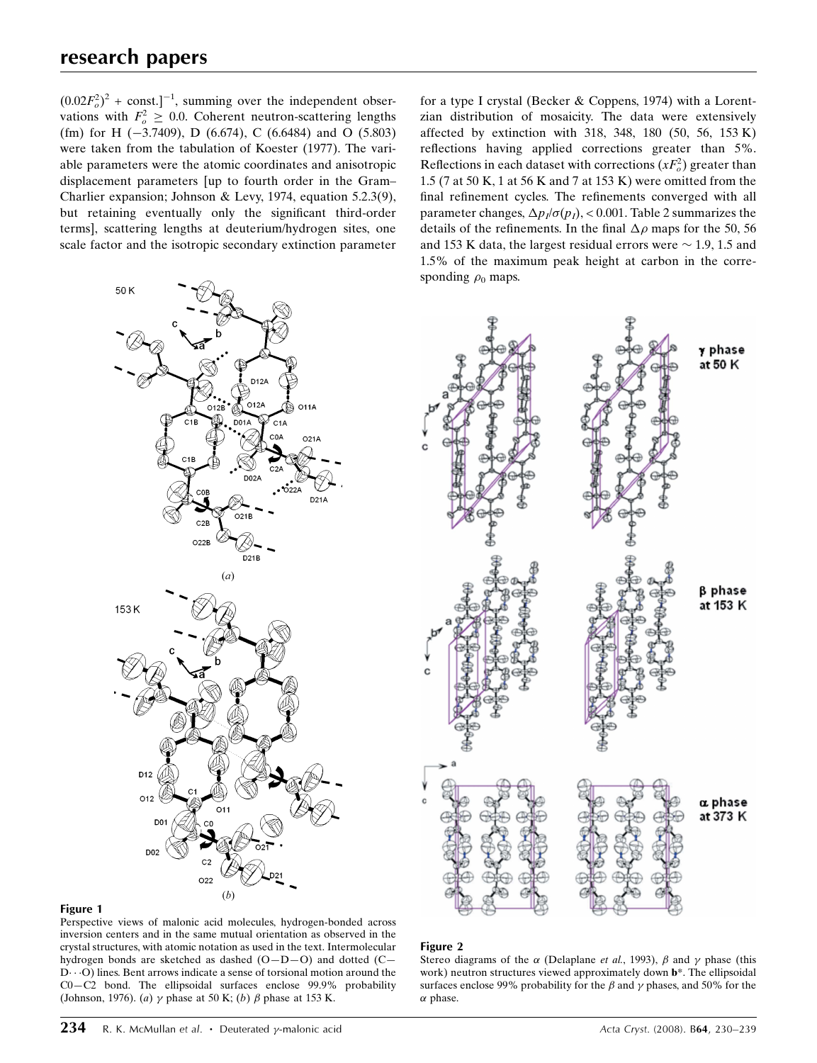$(0.02F_o^2)^2 + \text{const.}]^{-1}$, summing over the independent observations with $F_o^2 \geq 0.0$. Coherent neutron-scattering lengths (fm) for H (−3.7409), D (6.674), C (6.6484) and O (5.803) were taken from the tabulation of Koester (1977). The variable parameters were the atomic coordinates and anisotropic displacement parameters [up to fourth order in the Gram–Charlier expansion; Johnson & Levy, 1974, equation 5.2.3(9), but retaining eventually only the significant third-order terms], scattering lengths at deuterium/hydrogen sites, one scale factor and the isotropic secondary extinction parameter for a type I crystal (Becker & Coppens, 1974) with a Lorentzian distribution of mosaicity. The data were extensively affected by extinction with 318, 348, 180 (50, 56, 153 K) reflections having applied corrections greater than 5%. Reflections in each dataset with corrections ($xF_o^2$) greater than 1.5 (7 at 50 K, 1 at 56 K and 7 at 153 K) were omitted from the final refinement cycles. The refinements converged with all parameter changes, $\Delta p_I/\sigma(p_I)$, < 0.001. Table 2 summarizes the details of the refinements. In the final $\Delta\rho$ maps for the 50, 56 and 153 K data, the largest residual errors were ~ 1.9, 1.5 and 1.5% of the maximum peak height at carbon in the corresponding $\rho_0$ maps.

**Figure 1**
Perspective views of malonic acid molecules, hydrogen-bonded across inversion centers and in the same mutual orientation as observed in the crystal structures, with atomic notation as used in the text. Intermolecular hydrogen bonds are sketched as dashed (O—D—O) and dotted (C—D···O) lines. Bent arrows indicate a sense of torsional motion around the C0—C2 bond. The ellipsoidal surfaces enclose 99.9% probability (Johnson, 1976). (*a*) $\gamma$ phase at 50 K; (*b*) $\beta$ phase at 153 K.

**Figure 2**
Stereo diagrams of the $\alpha$ (Delaplane *et al.*, 1993), $\beta$ and $\gamma$ phase (this work) neutron structures viewed approximately down **b***. The ellipsoidal surfaces enclose 99% probability for the $\beta$ and $\gamma$ phases, and 50% for the $\alpha$ phase.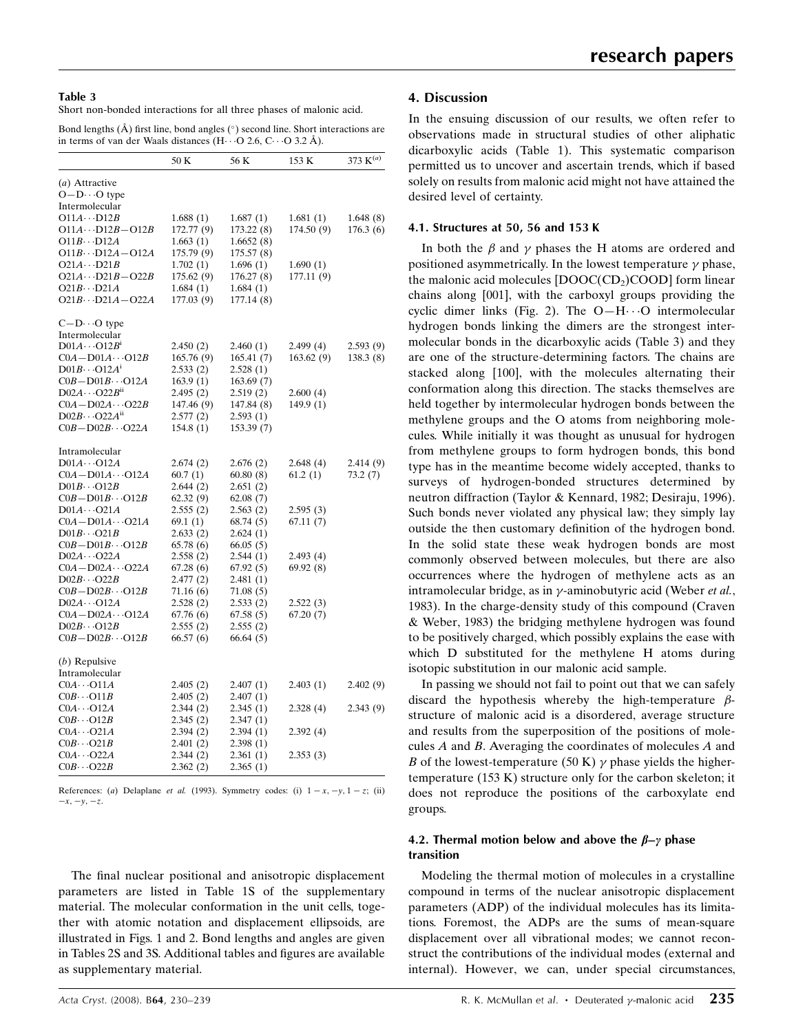**Table 3**
Short non-bonded interactions for all three phases of malonic acid.

Bond lengths (Å) first line, bond angles (°) second line. Short interactions are in terms of van der Waals distances (H···O 2.6, C···O 3.2 Å).

| | 50 K | 56 K | 153 K | 373 K[(a)] |
|---|---|---|---|---|
| (*a*) Attractive | | | | |
| O—D···O type | | | | |
| Intermolecular | | | | |
| O11*A*···D12*B* | 1.688 (1) | 1.687 (1) | 1.681 (1) | 1.648 (8) |
| O11*A*···D12*B*—O12*B* | 172.77 (9) | 173.22 (8) | 174.50 (9) | 176.3 (6) |
| O11*B*···D12*A* | 1.663 (1) | 1.6652 (8) | | |
| O11*B*···D12*A*—O12*A* | 175.79 (9) | 175.57 (8) | | |
| O21*A*···D21*B* | 1.702 (1) | 1.696 (1) | 1.690 (1) | |
| O21*A*···D21*B*—O22*B* | 175.62 (9) | 176.27 (8) | 177.11 (9) | |
| O21*B*···D21*A* | 1.684 (1) | 1.684 (1) | | |
| O21*B*···D21*A*—O22*A* | 177.03 (9) | 177.14 (8) | | |
| C—D···O type | | | | |
| Intermolecular | | | | |
| D01*A*···O12*B*[i] | 2.450 (2) | 2.460 (1) | 2.499 (4) | 2.593 (9) |
| C0*A*—D01*A*···O12*B* | 165.76 (9) | 165.41 (7) | 163.62 (9) | 138.3 (8) |
| D01*B*···O12*A*[i] | 2.533 (2) | 2.528 (1) | | |
| C0*B*—D01*B*···O12*A* | 163.9 (1) | 163.69 (7) | | |
| D02*A*···O22*B*[ii] | 2.495 (2) | 2.519 (2) | 2.600 (4) | |
| C0*A*—D02*A*···O22*B* | 147.46 (9) | 147.84 (8) | 149.9 (1) | |
| D02*B*···O22*A*[ii] | 2.577 (2) | 2.593 (1) | | |
| C0*B*—D02*B*···O22*A* | 154.8 (1) | 153.39 (7) | | |
| Intramolecular | | | | |
| D01*A*···O12*A* | 2.674 (2) | 2.676 (2) | 2.648 (4) | 2.414 (9) |
| C0*A*—D01*A*···O12*A* | 60.7 (1) | 60.80 (8) | 61.2 (1) | 73.2 (7) |
| D01*B*···O12*B* | 2.644 (2) | 2.651 (2) | | |
| C0*B*—D01*B*···O12*B* | 62.32 (9) | 62.08 (7) | | |
| D01*A*···O21*A* | 2.555 (2) | 2.563 (2) | 2.595 (3) | |
| C0*A*—D01*A*···O21*A* | 69.1 (1) | 68.74 (5) | 67.11 (7) | |
| D01*B*···O21*B* | 2.633 (2) | 2.624 (1) | | |
| C0*B*—D01*B*···O12*B* | 65.78 (6) | 66.05 (5) | | |
| D02*A*···O22*A* | 2.558 (2) | 2.544 (1) | 2.493 (4) | |
| C0*A*—D02*A*···O22*A* | 67.28 (6) | 67.92 (5) | 69.92 (8) | |
| D02*B*···O22*B* | 2.477 (2) | 2.481 (1) | | |
| C0*B*—D02*B*···O12*B* | 71.16 (6) | 71.08 (5) | | |
| D02*A*···O12*A* | 2.528 (2) | 2.533 (2) | 2.522 (3) | |
| C0*A*—D02*A*···O12*A* | 67.76 (6) | 67.58 (5) | 67.20 (7) | |
| D02*B*···O12*B* | 2.555 (2) | 2.555 (2) | | |
| C0*B*—D02*B*···O12*B* | 66.57 (6) | 66.64 (5) | | |
| (*b*) Repulsive | | | | |
| Intramolecular | | | | |
| C0*A*···O11*A* | 2.405 (2) | 2.407 (1) | 2.403 (1) | 2.402 (9) |
| C0*B*···O11*B* | 2.405 (2) | 2.407 (1) | | |
| C0*A*···O12*A* | 2.344 (2) | 2.345 (1) | 2.328 (4) | 2.343 (9) |
| C0*B*···O12*B* | 2.345 (2) | 2.347 (1) | | |
| C0*A*···O21*A* | 2.394 (2) | 2.394 (1) | 2.392 (4) | |
| C0*B*···O21*B* | 2.401 (2) | 2.398 (1) | | |
| C0*A*···O22*A* | 2.344 (2) | 2.361 (1) | 2.353 (3) | |
| C0*B*···O22*B* | 2.362 (2) | 2.365 (1) | | |

References: (*a*) Delaplane *et al.* (1993). Symmetry codes: (i) $1-x, -y, 1-z$; (ii) $-x, -y, -z$.

The final nuclear positional and anisotropic displacement parameters are listed in Table 1S of the supplementary material. The molecular conformation in the unit cells, together with atomic notation and displacement ellipsoids, are illustrated in Figs. 1 and 2. Bond lengths and angles are given in Tables 2S and 3S. Additional tables and figures are available as supplementary material.

## 4. Discussion

In the ensuing discussion of our results, we often refer to observations made in structural studies of other aliphatic dicarboxylic acids (Table 1). This systematic comparison permitted us to uncover and ascertain trends, which if based solely on results from malonic acid might not have attained the desired level of certainty.

### 4.1. Structures at 50, 56 and 153 K

In both the $\beta$ and $\gamma$ phases the H atoms are ordered and positioned asymmetrically. In the lowest temperature $\gamma$ phase, the malonic acid molecules $[DOOC(CD_2)COOD]$ form linear chains along [001], with the carboxyl groups providing the cyclic dimer links (Fig. 2). The O—H···O intermolecular hydrogen bonds linking the dimers are the strongest intermolecular bonds in the dicarboxylic acids (Table 3) and they are one of the structure-determining factors. The chains are stacked along [100], with the molecules alternating their conformation along this direction. The stacks themselves are held together by intermolecular hydrogen bonds between the methylene groups and the O atoms from neighboring molecules. While initially it was thought as unusual for hydrogen from methylene groups to form hydrogen bonds, this bond type has in the meantime become widely accepted, thanks to surveys of hydrogen-bonded structures determined by neutron diffraction (Taylor & Kennard, 1982; Desiraju, 1996). Such bonds never violated any physical law; they simply lay outside the then customary definition of the hydrogen bond. In the solid state these weak hydrogen bonds are most commonly observed between molecules, but there are also occurrences where the hydrogen of methylene acts as an intramolecular bridge, as in $\gamma$-aminobutyric acid (Weber *et al.*, 1983). In the charge-density study of this compound (Craven & Weber, 1983) the bridging methylene hydrogen was found to be positively charged, which possibly explains the ease with which D substituted for the methylene H atoms during isotopic substitution in our malonic acid sample.

In passing we should not fail to point out that we can safely discard the hypothesis whereby the high-temperature $\beta$-structure of malonic acid is a disordered, average structure and results from the superposition of the positions of molecules *A* and *B*. Averaging the coordinates of molecules *A* and *B* of the lowest-temperature (50 K) $\gamma$ phase yields the higher-temperature (153 K) structure only for the carbon skeleton; it does not reproduce the positions of the carboxylate end groups.

### 4.2. Thermal motion below and above the $\beta$–$\gamma$ phase transition

Modeling the thermal motion of molecules in a crystalline compound in terms of the nuclear anisotropic displacement parameters (ADP) of the individual molecules has its limitations. Foremost, the ADPs are the sums of mean-square displacement over all vibrational modes; we cannot reconstruct the contributions of the individual modes (external and internal). However, we can, under special circumstances,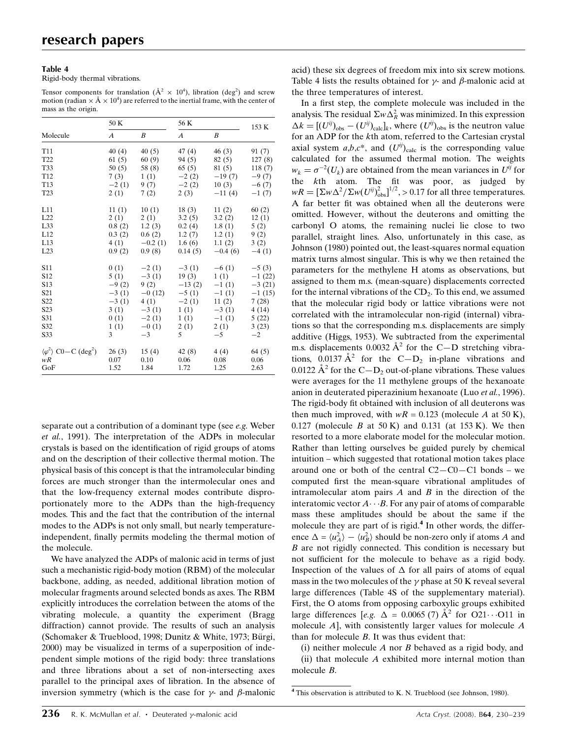**Table 4**
Rigid-body thermal vibrations.

Tensor components for translation (Å$^2$ × $10^4$), libration (deg$^2$) and screw motion (radian × Å × $10^4$) are referred to the inertial frame, with the center of mass as the origin.

| Molecule | 50 K | | 56 K | | 153 K |
|---|---|---|---|---|---|
| | *A* | *B* | *A* | *B* | |
| T11 | 40 (4) | 40 (5) | 47 (4) | 46 (3) | 91 (7) |
| T22 | 61 (5) | 60 (9) | 94 (5) | 82 (5) | 127 (8) |
| T33 | 50 (5) | 58 (8) | 65 (5) | 81 (5) | 118 (7) |
| T12 | 7 (3) | 1 (1) | −2 (2) | −19 (7) | −9 (7) |
| T13 | −2 (1) | 9 (7) | −2 (2) | 10 (3) | −6 (7) |
| T23 | 2 (1) | 7 (2) | 2 (3) | −11 (4) | −1 (7) |
| L11 | 11 (1) | 10 (1) | 18 (3) | 11 (2) | 60 (2) |
| L22 | 2 (1) | 2 (1) | 3.2 (5) | 3.2 (2) | 12 (1) |
| L33 | 0.8 (2) | 1.2 (3) | 0.2 (4) | 1.8 (1) | 5 (2) |
| L12 | 0.3 (2) | 0.6 (2) | 1.2 (7) | 1.2 (1) | 9 (2) |
| L13 | 4 (1) | −0.2 (1) | 1.6 (6) | 1.1 (2) | 3 (2) |
| L23 | 0.9 (2) | 0.9 (8) | 0.14 (5) | −0.4 (6) | −4 (1) |
| S11 | 0 (1) | −2 (1) | −3 (1) | −6 (1) | −5 (3) |
| S12 | 5 (1) | −3 (1) | 19 (3) | 1 (1) | −1 (22) |
| S13 | −9 (2) | 9 (2) | −13 (2) | −1 (1) | −3 (21) |
| S21 | −3 (1) | −0 (12) | −5 (1) | −1 (1) | −1 (15) |
| S22 | −3 (1) | 4 (1) | −2 (1) | 11 (2) | 7 (28) |
| S23 | 3 (1) | −3 (1) | 1 (1) | −3 (1) | 4 (14) |
| S31 | 0 (1) | −2 (1) | 1 (1) | −1 (1) | 5 (22) |
| S32 | 1 (1) | −0 (1) | 2 (1) | 2 (1) | 3 (23) |
| S33 | 3 | −3 | 5 | −5 | −2 |
| $\langle\varphi^2\rangle$ C0—C (deg$^2$) | 26 (3) | 15 (4) | 42 (8) | 4 (4) | 64 (5) |
| *wR* | 0.07 | 0.10 | 0.06 | 0.08 | 0.06 |
| GoF | 1.52 | 1.84 | 1.72 | 1.25 | 2.63 |

separate out a contribution of a dominant type (see *e.g.* Weber *et al.*, 1991). The interpretation of the ADPs in molecular crystals is based on the identification of rigid groups of atoms and on the description of their collective thermal motion. The physical basis of this concept is that the intramolecular binding forces are much stronger than the intermolecular ones and that the low-frequency external modes contribute disproportionately more to the ADPs than the high-frequency modes. This and the fact that the contribution of the internal modes to the ADPs is not only small, but nearly temperature-independent, finally permits modeling the thermal motion of the molecule.

We have analyzed the ADPs of malonic acid in terms of just such a mechanistic rigid-body motion (RBM) of the molecular backbone, adding, as needed, additional libration motion of molecular fragments around selected bonds as axes. The RBM explicitly introduces the correlation between the atoms of the vibrating molecule, a quantity the experiment (Bragg diffraction) cannot provide. The results of such an analysis (Schomaker & Trueblood, 1998; Dunitz & White, 1973; Bürgi, 2000) may be visualized in terms of a superposition of independent simple motions of the rigid body: three translations and three librations about a set of non-intersecting axes parallel to the principal axes of libration. In the absence of inversion symmetry (which is the case for $\gamma$- and $\beta$-malonic acid) these six degrees of freedom mix into six screw motions. Table 4 lists the results obtained for $\gamma$- and $\beta$-malonic acid at the three temperatures of interest.

In a first step, the complete molecule was included in the analysis. The residual $\Sigma w\Delta_R^2$ was minimized. In this expression $\Delta k = [(U^{ij})_{\rm obs} - (U^{ij})_{\rm calc}]_k$, where $(U^{ij})_{\rm obs}$ is the neutron value for an ADP for the $k$th atom, referred to the Cartesian crystal axial system $a,b,c^*$, and $(U^{ij})_{\rm calc}$ is the corresponding value calculated for the assumed thermal motion. The weights $w_k = \sigma^{-2}(U_k)$ are obtained from the mean variances in $U^{ij}$ for the $k$th atom. The fit was poor, as judged by $wR = [\Sigma w\Delta^2/\Sigma w(U^{ij})^2_{\rm obs}]^{1/2}$, > 0.17 for all three temperatures. A far better fit was obtained when all the deuterons were omitted. However, without the deuterons and omitting the carbonyl O atoms, the remaining nuclei lie close to two parallel, straight lines. Also, unfortunately in this case, as Johnson (1980) pointed out, the least-squares normal equation matrix turns almost singular. This is why we then retained the parameters for the methylene H atoms as observations, but assigned to them m.s. (mean-square) displacements corrected for the internal vibrations of the $CD_2$. To this end, we assumed that the molecular rigid body or lattice vibrations were not correlated with the intramolecular non-rigid (internal) vibrations so that the corresponding m.s. displacements are simply additive (Higgs, 1953). We subtracted from the experimental m.s. displacements 0.0032 Å$^2$ for the C—D stretching vibrations, 0.0137 Å$^2$ for the C—$D_2$ in-plane vibrations and 0.0122 Å$^2$ for the C—$D_2$ out-of-plane vibrations. These values were averages for the 11 methylene groups of the hexanoate anion in deuterated piperazinium hexanoate (Luo *et al.*, 1996). The rigid-body fit obtained with inclusion of all deuterons was then much improved, with $wR$ = 0.123 (molecule $A$ at 50 K), 0.127 (molecule $B$ at 50 K) and 0.131 (at 153 K). We then resorted to a more elaborate model for the molecular motion. Rather than letting ourselves be guided purely by chemical intuition – which suggested that rotational motion takes place around one or both of the central C2—C0—C1 bonds – we computed first the mean-square vibrational amplitudes of intramolecular atom pairs $A$ and $B$ in the direction of the interatomic vector $A\cdots B$. For any pair of atoms of comparable mass these amplitudes should be about the same if the molecule they are part of is rigid.[4] In other words, the difference $\Delta = \langle u_A^2\rangle - \langle u_B^2\rangle$ should be non-zero only if atoms $A$ and $B$ are not rigidly connected. This condition is necessary but not sufficient for the molecule to behave as a rigid body. Inspection of the values of $\Delta$ for all pairs of atoms of equal mass in the two molecules of the $\gamma$ phase at 50 K reveal several large differences (Table 4S of the supplementary material). First, the O atoms from opposing carboxylic groups exhibited large differences [*e.g.* $\Delta$ = 0.0065 (7) Å$^2$ for O21$\cdots$O11 in molecule $A$], with consistently larger values for molecule $A$ than for molecule $B$. It was thus evident that:

(i) neither molecule $A$ nor $B$ behaved as a rigid body, and

(ii) that molecule $A$ exhibited more internal motion than molecule $B$.

[4] This observation is attributed to K. N. Trueblood (see Johnson, 1980).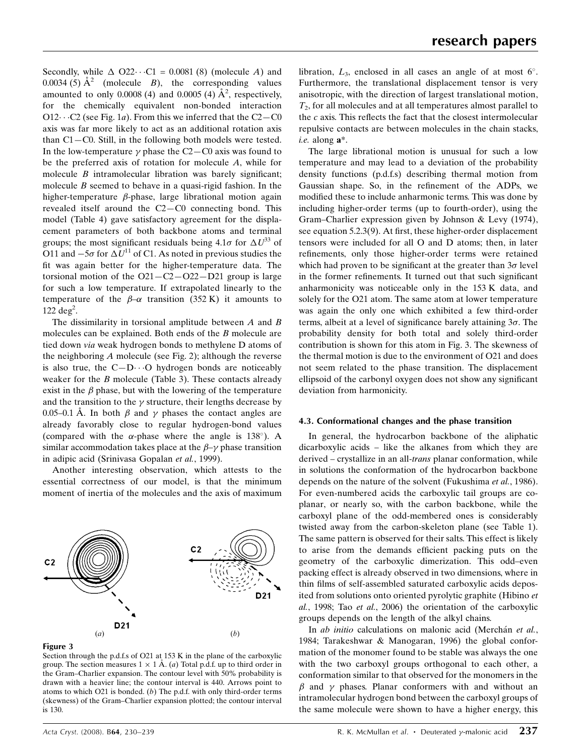Secondly, while $\Delta$ O22$\cdots$C1 = 0.0081 (8) (molecule *A*) and 0.0034 (5) Å$^2$ (molecule *B*), the corresponding values amounted to only 0.0008 (4) and 0.0005 (4) Å$^2$, respectively, for the chemically equivalent non-bonded interaction O12$\cdots$C2 (see Fig. 1*a*). From this we inferred that the C2—C0 axis was far more likely to act as an additional rotation axis than C1—C0. Still, in the following both models were tested. In the low-temperature $\gamma$ phase the C2—C0 axis was found to be the preferred axis of rotation for molecule *A*, while for molecule *B* intramolecular libration was barely significant; molecule *B* seemed to behave in a quasi-rigid fashion. In the higher-temperature $\beta$-phase, large librational motion again revealed itself around the C2—C0 connecting bond. This model (Table 4) gave satisfactory agreement for the displacement parameters of both backbone atoms and terminal groups; the most significant residuals being 4.1$\sigma$ for $\Delta U^{33}$ of O11 and $-5\sigma$ for $\Delta U^{11}$ of C1. As noted in previous studies the fit was again better for the higher-temperature data. The torsional motion of the O21—C2—O22—D21 group is large for such a low temperature. If extrapolated linearly to the temperature of the $\beta$–$\alpha$ transition (352 K) it amounts to 122 deg$^2$.

The dissimilarity in torsional amplitude between *A* and *B* molecules can be explained. Both ends of the *B* molecule are tied down *via* weak hydrogen bonds to methylene D atoms of the neighboring *A* molecule (see Fig. 2); although the reverse is also true, the C—D$\cdots$O hydrogen bonds are noticeably weaker for the *B* molecule (Table 3). These contacts already exist in the $\beta$ phase, but with the lowering of the temperature and the transition to the $\gamma$ structure, their lengths decrease by 0.05–0.1 Å. In both $\beta$ and $\gamma$ phases the contact angles are already favorably close to regular hydrogen-bond values (compared with the $\alpha$-phase where the angle is 138°). A similar accommodation takes place at the $\beta$–$\gamma$ phase transition in adipic acid (Srinivasa Gopalan *et al.*, 1999).

Another interesting observation, which attests to the essential correctness of our model, is that the minimum moment of inertia of the molecules and the axis of maximum libration, $L_3$, enclosed in all cases an angle of at most 6°. Furthermore, the translational displacement tensor is very anisotropic, with the direction of largest translational motion, $T_2$, for all molecules and at all temperatures almost parallel to the *c* axis. This reflects the fact that the closest intermolecular repulsive contacts are between molecules in the chain stacks, *i.e.* along **a***.

The large librational motion is unusual for such a low temperature and may lead to a deviation of the probability density functions (p.d.f.s) describing thermal motion from Gaussian shape. So, in the refinement of the ADPs, we modified these to include anharmonic terms. This was done by including higher-order terms (up to fourth-order), using the Gram–Charlier expression given by Johnson & Levy (1974), see equation 5.2.3(9). At first, these higher-order displacement tensors were included for all O and D atoms; then, in later refinements, only those higher-order terms were retained which had proven to be significant at the greater than 3$\sigma$ level in the former refinements. It turned out that such significant anharmonicity was noticeable only in the 153 K data, and solely for the O21 atom. The same atom at lower temperature was again the only one which exhibited a few third-order terms, albeit at a level of significance barely attaining 3$\sigma$. The probability density for both total and solely third-order contribution is shown for this atom in Fig. 3. The skewness of the thermal motion is due to the environment of O21 and does not seem related to the phase transition. The displacement ellipsoid of the carbonyl oxygen does not show any significant deviation from harmonicity.

**Figure 3**
Section through the p.d.f.s of O21 at 153 K in the plane of the carboxylic group. The section measures 1 × 1 Å. (*a*) Total p.d.f. up to third order in the Gram–Charlier expansion. The contour level with 50% probability is drawn with a heavier line; the contour interval is 440. Arrows point to atoms to which O21 is bonded. (*b*) The p.d.f. with only third-order terms (skewness) of the Gram–Charlier expansion plotted; the contour interval is 130.

### 4.3. Conformational changes and the phase transition

In general, the hydrocarbon backbone of the aliphatic dicarboxylic acids – like the alkanes from which they are derived – crystallize in an all-*trans* planar conformation, while in solutions the conformation of the hydrocarbon backbone depends on the nature of the solvent (Fukushima *et al.*, 1986). For even-numbered acids the carboxylic tail groups are coplanar, or nearly so, with the carbon backbone, while the carboxyl plane of the odd-membered ones is considerably twisted away from the carbon-skeleton plane (see Table 1). The same pattern is observed for their salts. This effect is likely to arise from the demands efficient packing puts on the geometry of the carboxylic dimerization. This odd–even packing effect is already observed in two dimensions, where in thin films of self-assembled saturated carboxylic acids deposited from solutions onto oriented pyrolytic graphite (Hibino *et al.*, 1998; Tao *et al.*, 2006) the orientation of the carboxylic groups depends on the length of the alkyl chains.

In *ab initio* calculations on malonic acid (Merchán *et al.*, 1984; Tarakeshwar & Manogaran, 1996) the global conformation of the monomer found to be stable was always the one with the two carboxyl groups orthogonal to each other, a conformation similar to that observed for the monomers in the $\beta$ and $\gamma$ phases. Planar conformers with and without an intramolecular hydrogen bond between the carboxyl groups of the same molecule were shown to have a higher energy, this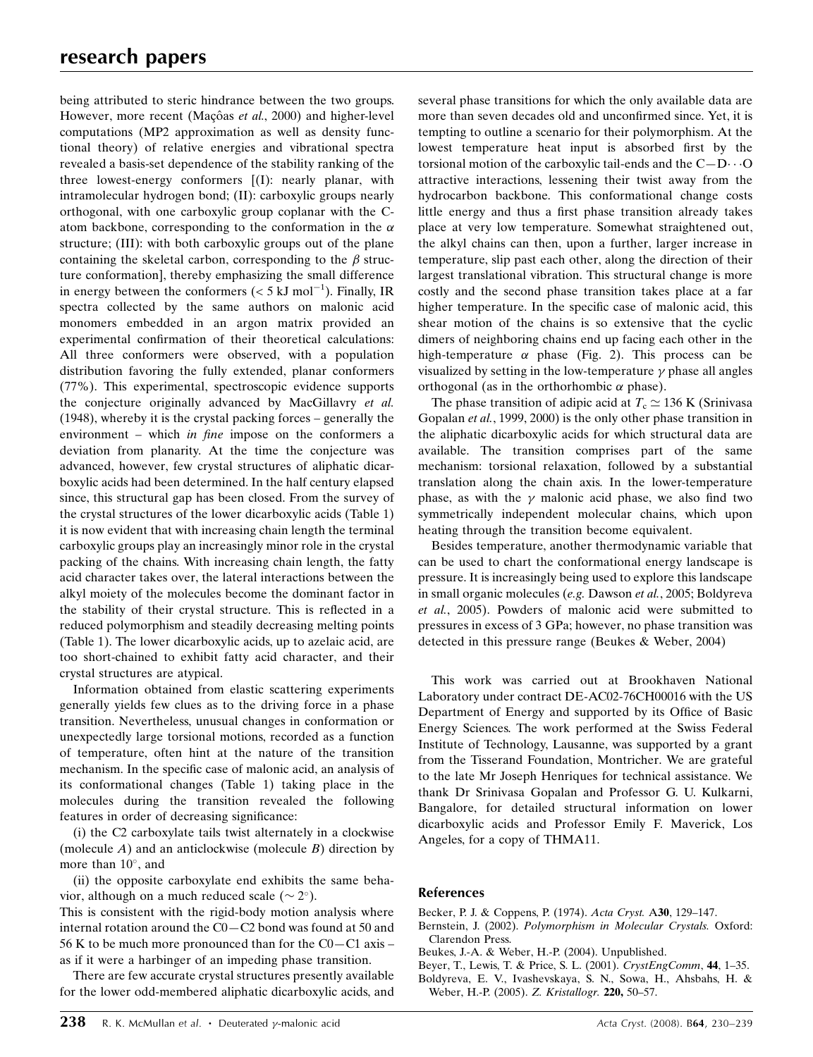being attributed to steric hindrance between the two groups. However, more recent (Maçôas *et al.*, 2000) and higher-level computations (MP2 approximation as well as density functional theory) of relative energies and vibrational spectra revealed a basis-set dependence of the stability ranking of the three lowest-energy conformers [(I): nearly planar, with intramolecular hydrogen bond; (II): carboxylic groups nearly orthogonal, with one carboxylic group coplanar with the C-atom backbone, corresponding to the conformation in the $\alpha$ structure; (III): with both carboxylic groups out of the plane containing the skeletal carbon, corresponding to the $\beta$ structure conformation], thereby emphasizing the small difference in energy between the conformers ($< 5$ kJ mol$^{-1}$). Finally, IR spectra collected by the same authors on malonic acid monomers embedded in an argon matrix provided an experimental confirmation of their theoretical calculations: All three conformers were observed, with a population distribution favoring the fully extended, planar conformers (77%). This experimental, spectroscopic evidence supports the conjecture originally advanced by MacGillavry *et al.* (1948), whereby it is the crystal packing forces – generally the environment – which *in fine* impose on the conformers a deviation from planarity. At the time the conjecture was advanced, however, few crystal structures of aliphatic dicarboxylic acids had been determined. In the half century elapsed since, this structural gap has been closed. From the survey of the crystal structures of the lower dicarboxylic acids (Table 1) it is now evident that with increasing chain length the terminal carboxylic groups play an increasingly minor role in the crystal packing of the chains. With increasing chain length, the fatty acid character takes over, the lateral interactions between the alkyl moiety of the molecules become the dominant factor in the stability of their crystal structure. This is reflected in a reduced polymorphism and steadily decreasing melting points (Table 1). The lower dicarboxylic acids, up to azelaic acid, are too short-chained to exhibit fatty acid character, and their crystal structures are atypical.

Information obtained from elastic scattering experiments generally yields few clues as to the driving force in a phase transition. Nevertheless, unusual changes in conformation or unexpectedly large torsional motions, recorded as a function of temperature, often hint at the nature of the transition mechanism. In the specific case of malonic acid, an analysis of its conformational changes (Table 1) taking place in the molecules during the transition revealed the following features in order of decreasing significance:

(i) the C2 carboxylate tails twist alternately in a clockwise (molecule *A*) and an anticlockwise (molecule *B*) direction by more than 10°, and

(ii) the opposite carboxylate end exhibits the same behavior, although on a much reduced scale ($\sim 2°$).

This is consistent with the rigid-body motion analysis where internal rotation around the C0—C2 bond was found at 50 and 56 K to be much more pronounced than for the C0—C1 axis – as if it were a harbinger of an impeding phase transition.

There are few accurate crystal structures presently available for the lower odd-membered aliphatic dicarboxylic acids, and several phase transitions for which the only available data are more than seven decades old and unconfirmed since. Yet, it is tempting to outline a scenario for their polymorphism. At the lowest temperature heat input is absorbed first by the torsional motion of the carboxylic tail-ends and the C—D···O attractive interactions, lessening their twist away from the hydrocarbon backbone. This conformational change costs little energy and thus a first phase transition already takes place at very low temperature. Somewhat straightened out, the alkyl chains can then, upon a further, larger increase in temperature, slip past each other, along the direction of their largest translational vibration. This structural change is more costly and the second phase transition takes place at a far higher temperature. In the specific case of malonic acid, this shear motion of the chains is so extensive that the cyclic dimers of neighboring chains end up facing each other in the high-temperature $\alpha$ phase (Fig. 2). This process can be visualized by setting in the low-temperature $\gamma$ phase all angles orthogonal (as in the orthorhombic $\alpha$ phase).

The phase transition of adipic acid at $T_c \simeq 136$ K (Srinivasa Gopalan *et al.*, 1999, 2000) is the only other phase transition in the aliphatic dicarboxylic acids for which structural data are available. The transition comprises part of the same mechanism: torsional relaxation, followed by a substantial translation along the chain axis. In the lower-temperature phase, as with the $\gamma$ malonic acid phase, we also find two symmetrically independent molecular chains, which upon heating through the transition become equivalent.

Besides temperature, another thermodynamic variable that can be used to chart the conformational energy landscape is pressure. It is increasingly being used to explore this landscape in small organic molecules (*e.g.* Dawson *et al.*, 2005; Boldyreva *et al.*, 2005). Powders of malonic acid were submitted to pressures in excess of 3 GPa; however, no phase transition was detected in this pressure range (Beukes & Weber, 2004)

This work was carried out at Brookhaven National Laboratory under contract DE-AC02-76CH00016 with the US Department of Energy and supported by its Office of Basic Energy Sciences. The work performed at the Swiss Federal Institute of Technology, Lausanne, was supported by a grant from the Tisserand Foundation, Montricher. We are grateful to the late Mr Joseph Henriques for technical assistance. We thank Dr Srinivasa Gopalan and Professor G. U. Kulkarni, Bangalore, for detailed structural information on lower dicarboxylic acids and Professor Emily F. Maverick, Los Angeles, for a copy of THMA11.

## References

Becker, P. J. & Coppens, P. (1974). *Acta Cryst.* A**30**, 129–147.

Bernstein, J. (2002). *Polymorphism in Molecular Crystals.* Oxford: Clarendon Press.

Beukes, J.-A. & Weber, H.-P. (2004). Unpublished.

Beyer, T., Lewis, T. & Price, S. L. (2001). *CrystEngComm*, **44**, 1–35.

Boldyreva, E. V., Ivashevskaya, S. N., Sowa, H., Ahsbahs, H. & Weber, H.-P. (2005). *Z. Kristallogr.* **220,** 50–57.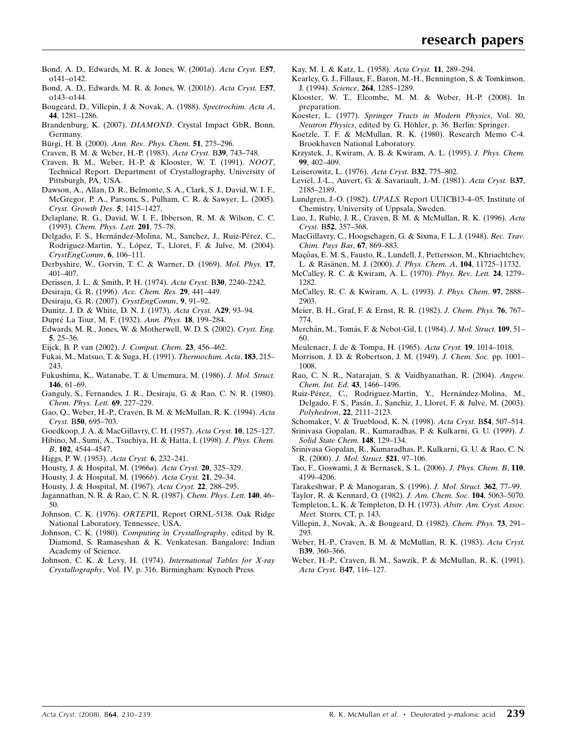Bond, A. D., Edwards, M. R. & Jones, W. (2001*a*). *Acta Cryst.* E**57**, o141–o142.

Bond, A. D., Edwards, M. R. & Jones, W. (2001*b*). *Acta Cryst.* E**57**, o143–o144.

Bougeard, D., Villepin, J. & Novak, A. (1988). *Spectrochim. Acta A*, **44**, 1281–1286.

Brandenburg, K. (2007). *DIAMOND*. Crystal Impact GbR, Bonn, Germany.

Bürgi, H. B. (2000). *Ann. Rev. Phys. Chem.* **51**, 275–296.

Craven, B. M. & Weber, H.-P. (1983). *Acta Cryst.* B**39**, 743–748.

Craven, B. M., Weber, H.-P. & Klooster, W. T. (1991). *NOOT*, Technical Report. Department of Crystallography, University of Pittsburgh, PA, USA.

Dawson, A., Allan, D. R., Belmonte, S. A., Clark, S. J., David, W. I. F., McGregor, P. A., Parsons, S., Pulham, C. R. & Sawyer, L. (2005). *Cryst. Growth Des.* **5**, 1415–1427.

Delaplane, R. G., David, W. I. F., Ibberson, R. M. & Wilson, C. C. (1993). *Chem. Phys. Lett.* **201**, 75–78.

Delgado, F. S., Hernández-Molina, M., Sanchez, J., Ruiz-Pérez, C., Rodriguez-Martin, Y., López, T., Lloret, F. & Julve, M. (2004). *CrystEngComm*, **6**, 106–111.

Derbyshire, W., Gorvin, T. C. & Warner, D. (1969). *Mol. Phys.* **17**, 401–407.

Derissen, J. L. & Smith, P. H. (1974). *Acta Cryst.* B**30**, 2240–2242.

Desiraju, G. R. (1996). *Acc. Chem. Res.* **29**, 441–449.

Desiraju, G. R. (2007). *CrystEngComm*, **9**, 91–92.

Dunitz, J. D. & White, D. N. J. (1973). *Acta Cryst.* A**29**, 93–94.

Dupré La Tour, M. F. (1932). *Ann. Phys.* **18**, 199–284.

Edwards, M. R., Jones, W. & Motherwell, W. D. S. (2002). *Cryst. Eng.* **5**, 25–36.

Eijck, B. P. van (2002). *J. Comput. Chem.* **23**, 456–462.

Fukai, M., Matsuo, T. & Suga, H. (1991). *Thermochim. Acta*, **183**, 215–243.

Fukushima, K., Watanabe, T. & Umemura, M. (1986). *J. Mol. Struct.* **146**, 61–69.

Ganguly, S., Fernandes, J. R., Desiraju, G. & Rao, C. N. R. (1980). *Chem. Phys. Lett.* **69**, 227–229.

Gao, Q., Weber, H.-P., Craven, B. M. & McMullan, R. K. (1994). *Acta Cryst.* B**50**, 695–703.

Goedkoop, J. A. & MacGillavry, C. H. (1957). *Acta Cryst.* **10**, 125–127.

Hibino, M., Sumi, A., Tsuchiya, H. & Hatta, I. (1998). *J. Phys. Chem. B*, **102**, 4544–4547.

Higgs, P. W. (1953). *Acta Cryst.* **6**, 232–241.

Housty, J. & Hospital, M. (1966*a*). *Acta Cryst.* **20**, 325–329.

Housty, J. & Hospital, M. (1966*b*). *Acta Cryst.* **21**, 29–34.

Housty, J. & Hospital, M. (1967). *Acta Cryst.* **22**, 288–295.

Jagannathan, N. R. & Rao, C. N. R. (1987). *Chem. Phys. Lett.* **140**, 46–50.

Johnson, C. K. (1976). *ORTEPII*, Report ORNL-5138. Oak Ridge National Laboratory, Tennessee, USA.

Johnson, C. K. (1980). *Computing in Crystallography*, edited by R. Diamond, S. Ramaseshan & K. Venkatesan. Bangalore: Indian Academy of Science.

Johnson, C. K. & Levy, H. (1974). *International Tables for X-ray Crystallography*, Vol. IV, p. 316. Birmingham: Kynoch Press.

Kay, M. I. & Katz, L. (1958). *Acta Cryst.* **11**, 289–294.

Kearley, G. J., Fillaux, F., Baron, M.-H., Bennington, S. & Tomkinson, J. (1994). *Science*, **264**, 1285–1289.

Klooster, W. T., Elcombe, M. M. & Weber, H.-P. (2008). In preparation.

Koester, L. (1977). *Springer Tracts in Modern Physics*, Vol. 80, *Neutron Physics*, edited by G. Höhler, p. 36. Berlin: Springer.

Koetzle, T. F. & McMullan, R. K. (1980). Research Memo C-4. Brookhaven National Laboratory.

Krzystek, J., Kwiram, A. B. & Kwiram, A. L. (1995). *J. Phys. Chem.* **99**, 402–409.

Leiserowitz, L. (1976). *Acta Cryst.* B**32**, 775–802.

Leviel, J.-L., Auvert, G. & Savariault, J.-M. (1981). *Acta Cryst.* B**37**, 2185–2189.

Lundgren, J.-O. (1982). *UPALS*. Report UUICB13-4–05. Institute of Chemistry, University of Uppsala, Sweden.

Luo, J., Ruble, J. R., Craven, B. M. & McMullan, R. K. (1996). *Acta Cryst.* B**52**, 357–368.

MacGillavry, C., Hoogschagen, G. & Sixma, F. L. J. (1948). *Rec. Trav. Chim. Pays Bas*, **67**, 869–883.

Maçôas, E. M. S., Fausto, R., Lundell, J., Pettersson, M., Khriachtchev, L. & Räsänen, M. J. (2000). *J. Phys. Chem. A*, **104**, 11725–11732.

McCalley, R. C. & Kwiram, A. L. (1970). *Phys. Rev. Lett.* **24**, 1279–1282.

McCalley, R. C. & Kwiram, A. L. (1993). *J. Phys. Chem.* **97**, 2888–2903.

Meier, B. H., Graf, F. & Ernst, R. R. (1982). *J. Chem. Phys.* **76**, 767–774.

Merchán, M., Tomás, F. & Nebot-Gil, I. (1984). *J. Mol. Struct.* **109**, 51–60.

Meulenaer, J. de & Tompa, H. (1965). *Acta Cryst.* **19**, 1014–1018.

Morrison, J. D. & Robertson, J. M. (1949). *J. Chem. Soc.* pp. 1001–1008.

Rao, C. N. R., Natarajan, S. & Vaidhyanathan, R. (2004). *Angew. Chem. Int. Ed.* **43**, 1466–1496.

Ruiz-Pérez, C., Rodriguez-Martin, Y., Hernández-Molina, M., Delgado, F. S., Pasán, J., Sanchiz, J., Lloret, F. & Julve, M. (2003). *Polyhedron*, **22**, 2111–2123.

Schomaker, V. & Trueblood, K. N. (1998). *Acta Cryst.* B**54**, 507–514.

Srinivasa Gopalan, R., Kumaradhas, P. & Kulkarni, G. U. (1999). *J. Solid State Chem.* **148**, 129–134.

Srinivasa Gopalan, R., Kumaradhas, P., Kulkarni, G. U. & Rao, C. N. R. (2000). *J. Mol. Struct.* **521**, 97–106.

Tao, F., Goswami, J. & Bernasek, S. L. (2006). *J. Phys. Chem. B*, **110**, 4199–4206.

Tarakeshwar, P. & Manogaran, S. (1996). *J. Mol. Struct.* **362**, 77–99.

Taylor, R. & Kennard, O. (1982). *J. Am. Chem. Soc.* **104**, 5063–5070.

Templeton, L. K. & Templeton, D. H. (1973). *Abstr. Am. Cryst. Assoc. Meet.* Storrs, CT, p. 143.

Villepin, J., Novak, A. & Bougeard, D. (1982). *Chem. Phys.* **73**, 291–293.

Weber, H.-P., Craven, B. M. & McMullan, R. K. (1983). *Acta Cryst.* B**39**, 360–366.

Weber, H.-P., Craven, B. M., Sawzik, P. & McMullan, R. K. (1991). *Acta Cryst.* B**47**, 116–127.